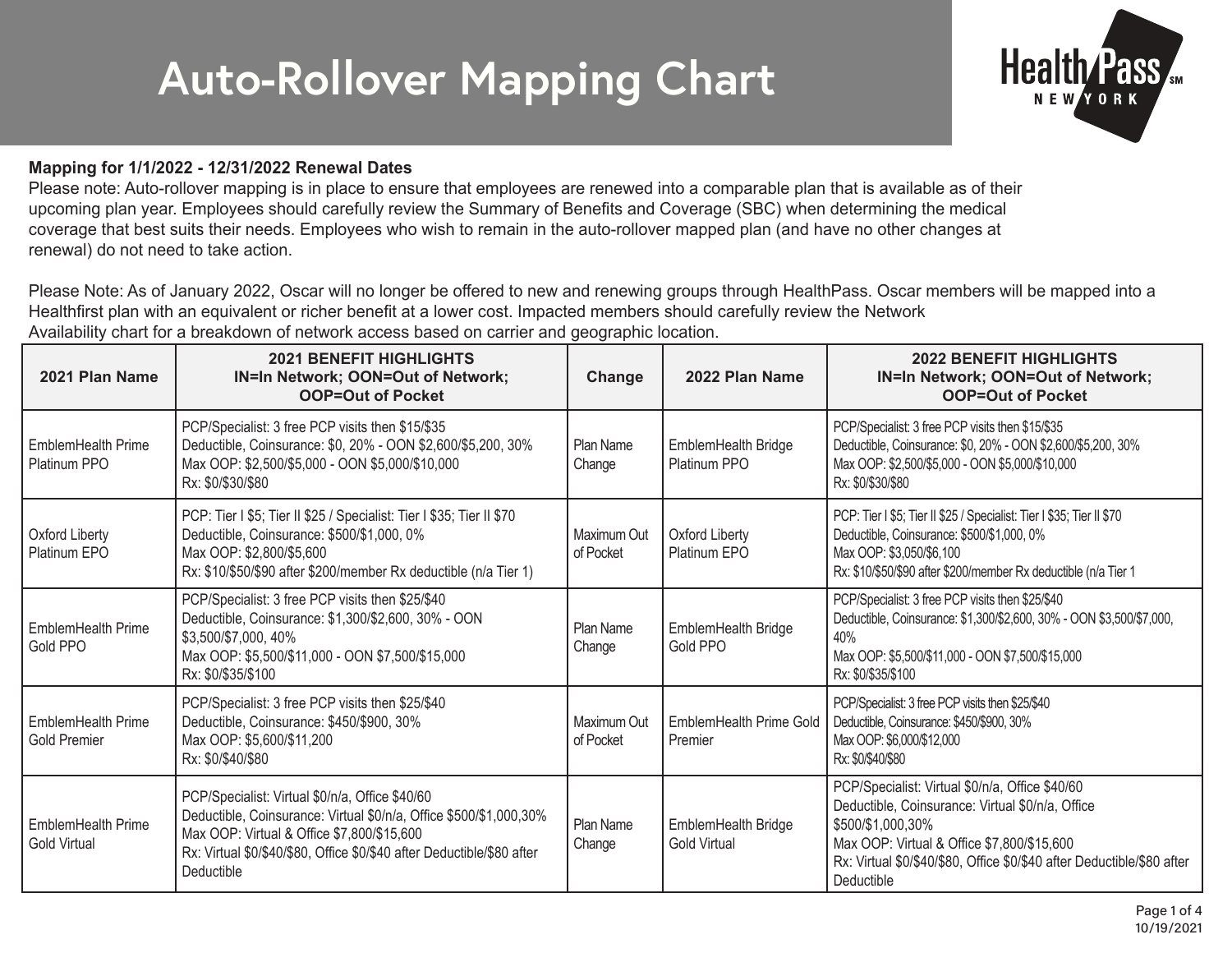# Auto-Rollover Mapping Chart

HealthPass NEW YORK

**Mapping for 1/1/2022 - 12/31/2022 Renewal Dates**

Please note: Auto-rollover mapping is in place to ensure that employees are renewed into a comparable plan that is available as of their upcoming plan year. Employees should carefully review the Summary of Benefits and Coverage (SBC) when determining the medical coverage that best suits their needs. Employees who wish to remain in the auto-rollover mapped plan (and have no other changes at renewal) do not need to take action.

Please Note: As of January 2022, Oscar will no longer be offered to new and renewing groups through HealthPass. Oscar members will be mapped into a Healthfirst plan with an equivalent or richer benefit at a lower cost. Impacted members should carefully review the Network Availability chart for a breakdown of network access based on carrier and geographic location.

| 2021 Plan Name | 2021 BENEFIT HIGHLIGHTS IN=In Network; OON=Out of Network; OOP=Out of Pocket | Change | 2022 Plan Name | 2022 BENEFIT HIGHLIGHTS IN=In Network; OON=Out of Network; OOP=Out of Pocket |
|---|---|---|---|---|
| EmblemHealth Prime Platinum PPO | PCP/Specialist: 3 free PCP visits then $15/$35<br>Deductible, Coinsurance: $0, 20% - OON $2,600/$5,200, 30%<br>Max OOP: $2,500/$5,000 - OON $5,000/$10,000<br>Rx: $0/$30/$80 | Plan Name Change | EmblemHealth Bridge Platinum PPO | PCP/Specialist: 3 free PCP visits then $15/$35<br>Deductible, Coinsurance: $0, 20% - OON $2,600/$5,200, 30%<br>Max OOP: $2,500/$5,000 - OON $5,000/$10,000<br>Rx: $0/$30/$80 |
| Oxford Liberty Platinum EPO | PCP: Tier I $5; Tier II $25 / Specialist: Tier I $35; Tier II $70<br>Deductible, Coinsurance: $500/$1,000, 0%<br>Max OOP: $2,800/$5,600<br>Rx: $10/$50/$90 after $200/member Rx deductible (n/a Tier 1) | Maximum Out of Pocket | Oxford Liberty Platinum EPO | PCP: Tier I $5; Tier II $25 / Specialist: Tier I $35; Tier II $70<br>Deductible, Coinsurance: $500/$1,000, 0%<br>Max OOP: $3,050/$6,100<br>Rx: $10/$50/$90 after $200/member Rx deductible (n/a Tier 1 |
| EmblemHealth Prime Gold PPO | PCP/Specialist: 3 free PCP visits then $25/$40<br>Deductible, Coinsurance: $1,300/$2,600, 30% - OON $3,500/$7,000, 40%<br>Max OOP: $5,500/$11,000 - OON $7,500/$15,000<br>Rx: $0/$35/$100 | Plan Name Change | EmblemHealth Bridge Gold PPO | PCP/Specialist: 3 free PCP visits then $25/$40<br>Deductible, Coinsurance: $1,300/$2,600, 30% - OON $3,500/$7,000, 40%<br>Max OOP: $5,500/$11,000 - OON $7,500/$15,000<br>Rx: $0/$35/$100 |
| EmblemHealth Prime Gold Premier | PCP/Specialist: 3 free PCP visits then $25/$40<br>Deductible, Coinsurance: $450/$900, 30%<br>Max OOP: $5,600/$11,200<br>Rx: $0/$40/$80 | Maximum Out of Pocket | EmblemHealth Prime Gold Premier | PCP/Specialist: 3 free PCP visits then $25/$40<br>Deductible, Coinsurance: $450/$900, 30%<br>Max OOP: $6,000/$12,000<br>Rx: $0/$40/$80 |
| EmblemHealth Prime Gold Virtual | PCP/Specialist: Virtual $0/n/a, Office $40/60<br>Deductible, Coinsurance: Virtual $0/n/a, Office $500/$1,000,30%<br>Max OOP: Virtual & Office $7,800/$15,600<br>Rx: Virtual $0/$40/$80, Office $0/$40 after Deductible/$80 after Deductible | Plan Name Change | EmblemHealth Bridge Gold Virtual | PCP/Specialist: Virtual $0/n/a, Office $40/60<br>Deductible, Coinsurance: Virtual $0/n/a, Office $500/$1,000,30%<br>Max OOP: Virtual & Office $7,800/$15,600<br>Rx: Virtual $0/$40/$80, Office $0/$40 after Deductible/$80 after Deductible |

10/19/2021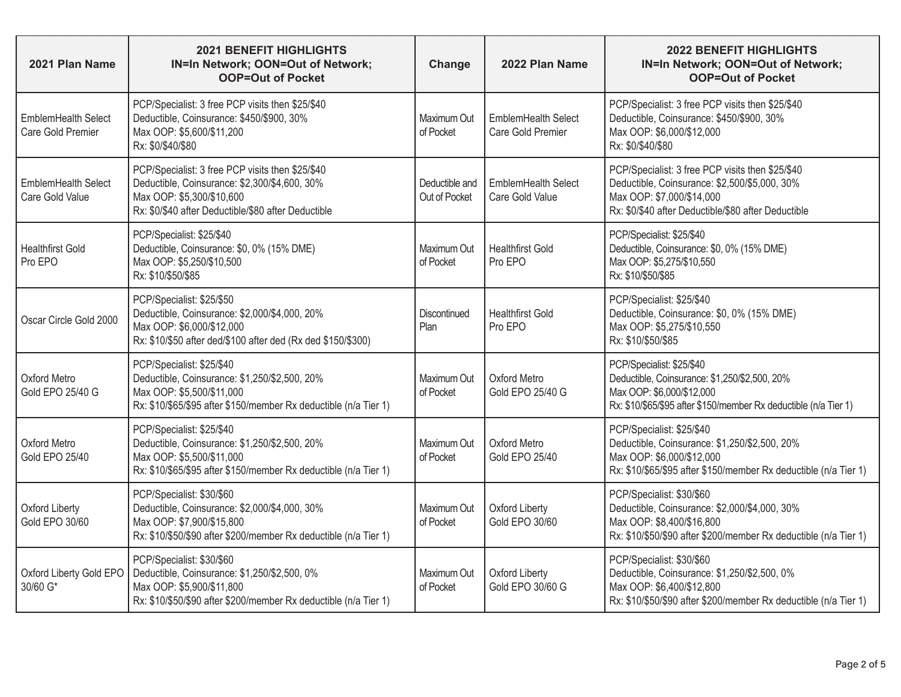| 2021 Plan Name | 2021 BENEFIT HIGHLIGHTS IN=In Network; OON=Out of Network; OOP=Out of Pocket | Change | 2022 Plan Name | 2022 BENEFIT HIGHLIGHTS IN=In Network; OON=Out of Network; OOP=Out of Pocket |
|---|---|---|---|---|
| EmblemHealth Select Care Gold Premier | PCP/Specialist: 3 free PCP visits then $25/$40<br>Deductible, Coinsurance: $450/$900, 30%<br>Max OOP: $5,600/$11,200<br>Rx: $0/$40/$80 | Maximum Out of Pocket | EmblemHealth Select Care Gold Premier | PCP/Specialist: 3 free PCP visits then $25/$40<br>Deductible, Coinsurance: $450/$900, 30%<br>Max OOP: $6,000/$12,000<br>Rx: $0/$40/$80 |
| EmblemHealth Select Care Gold Value | PCP/Specialist: 3 free PCP visits then $25/$40<br>Deductible, Coinsurance: $2,300/$4,600, 30%<br>Max OOP: $5,300/$10,600<br>Rx: $0/$40 after Deductible/$80 after Deductible | Deductible and Out of Pocket | EmblemHealth Select Care Gold Value | PCP/Specialist: 3 free PCP visits then $25/$40<br>Deductible, Coinsurance: $2,500/$5,000, 30%<br>Max OOP: $7,000/$14,000<br>Rx: $0/$40 after Deductible/$80 after Deductible |
| Healthfirst Gold Pro EPO | PCP/Specialist: $25/$40<br>Deductible, Coinsurance: $0, 0% (15% DME)<br>Max OOP: $5,250/$10,500<br>Rx: $10/$50/$85 | Maximum Out of Pocket | Healthfirst Gold Pro EPO | PCP/Specialist: $25/$40<br>Deductible, Coinsurance: $0, 0% (15% DME)<br>Max OOP: $5,275/$10,550<br>Rx: $10/$50/$85 |
| Oscar Circle Gold 2000 | PCP/Specialist: $25/$50<br>Deductible, Coinsurance: $2,000/$4,000, 20%<br>Max OOP: $6,000/$12,000<br>Rx: $10/$50 after ded/$100 after ded (Rx ded $150/$300) | Discontinued Plan | Healthfirst Gold Pro EPO | PCP/Specialist: $25/$40<br>Deductible, Coinsurance: $0, 0% (15% DME)<br>Max OOP: $5,275/$10,550<br>Rx: $10/$50/$85 |
| Oxford Metro Gold EPO 25/40 G | PCP/Specialist: $25/$40<br>Deductible, Coinsurance: $1,250/$2,500, 20%<br>Max OOP: $5,500/$11,000<br>Rx: $10/$65/$95 after $150/member Rx deductible (n/a Tier 1) | Maximum Out of Pocket | Oxford Metro Gold EPO 25/40 G | PCP/Specialist: $25/$40<br>Deductible, Coinsurance: $1,250/$2,500, 20%<br>Max OOP: $6,000/$12,000<br>Rx: $10/$65/$95 after $150/member Rx deductible (n/a Tier 1) |
| Oxford Metro Gold EPO 25/40 | PCP/Specialist: $25/$40<br>Deductible, Coinsurance: $1,250/$2,500, 20%<br>Max OOP: $5,500/$11,000<br>Rx: $10/$65/$95 after $150/member Rx deductible (n/a Tier 1) | Maximum Out of Pocket | Oxford Metro Gold EPO 25/40 | PCP/Specialist: $25/$40<br>Deductible, Coinsurance: $1,250/$2,500, 20%<br>Max OOP: $6,000/$12,000<br>Rx: $10/$65/$95 after $150/member Rx deductible (n/a Tier 1) |
| Oxford Liberty Gold EPO 30/60 | PCP/Specialist: $30/$60<br>Deductible, Coinsurance: $2,000/$4,000, 30%<br>Max OOP: $7,900/$15,800<br>Rx: $10/$50/$90 after $200/member Rx deductible (n/a Tier 1) | Maximum Out of Pocket | Oxford Liberty Gold EPO 30/60 | PCP/Specialist: $30/$60<br>Deductible, Coinsurance: $2,000/$4,000, 30%<br>Max OOP: $8,400/$16,800<br>Rx: $10/$50/$90 after $200/member Rx deductible (n/a Tier 1) |
| Oxford Liberty Gold EPO 30/60 G* | PCP/Specialist: $30/$60<br>Deductible, Coinsurance: $1,250/$2,500, 0%<br>Max OOP: $5,900/$11,800<br>Rx: $10/$50/$90 after $200/member Rx deductible (n/a Tier 1) | Maximum Out of Pocket | Oxford Liberty Gold EPO 30/60 G | PCP/Specialist: $30/$60<br>Deductible, Coinsurance: $1,250/$2,500, 0%<br>Max OOP: $6,400/$12,800<br>Rx: $10/$50/$90 after $200/member Rx deductible (n/a Tier 1) |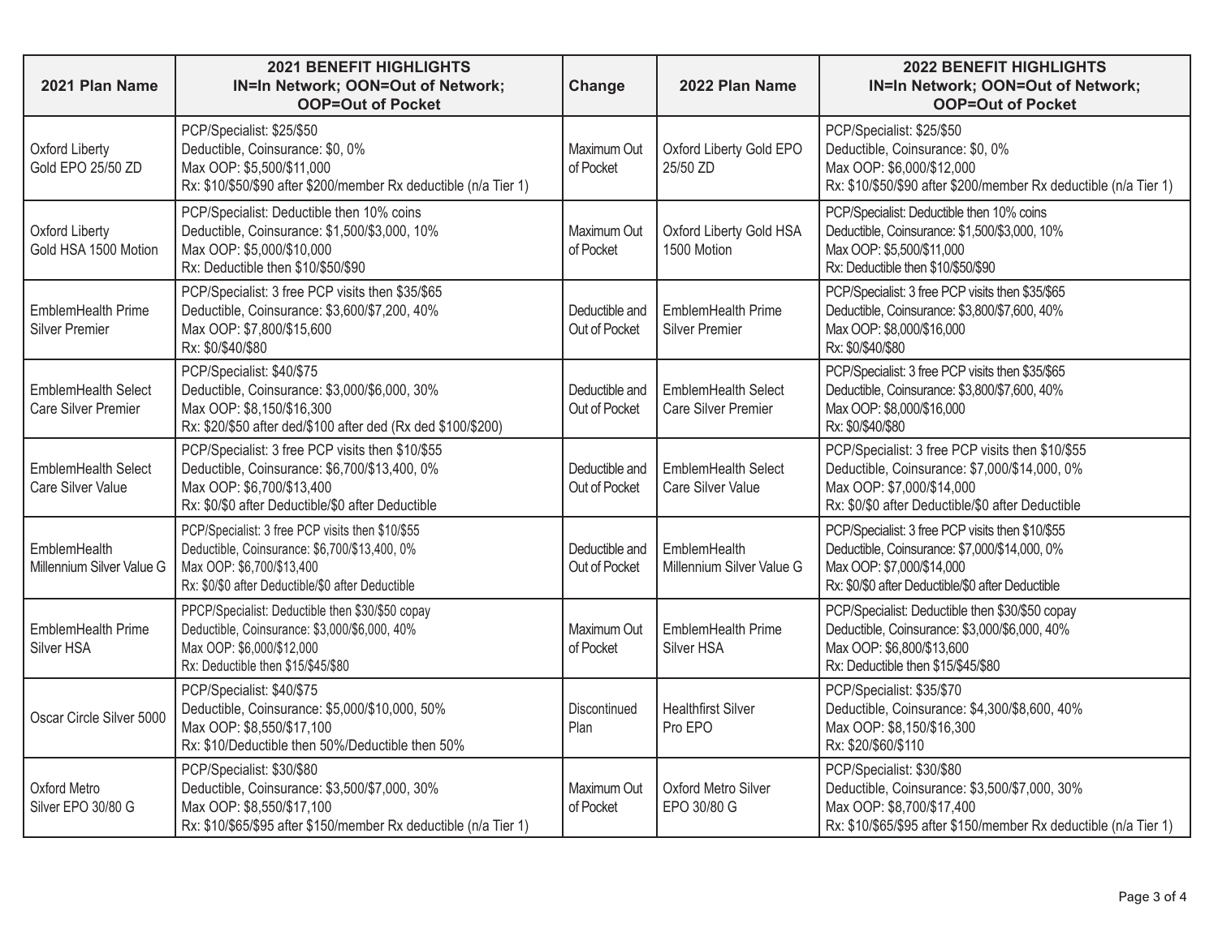| 2021 Plan Name | 2021 BENEFIT HIGHLIGHTS IN=In Network; OON=Out of Network; OOP=Out of Pocket | Change | 2022 Plan Name | 2022 BENEFIT HIGHLIGHTS IN=In Network; OON=Out of Network; OOP=Out of Pocket |
|---|---|---|---|---|
| Oxford Liberty Gold EPO 25/50 ZD | PCP/Specialist: $25/$50<br>Deductible, Coinsurance: $0, 0%<br>Max OOP: $5,500/$11,000<br>Rx: $10/$50/$90 after $200/member Rx deductible (n/a Tier 1) | Maximum Out of Pocket | Oxford Liberty Gold EPO 25/50 ZD | PCP/Specialist: $25/$50<br>Deductible, Coinsurance: $0, 0%<br>Max OOP: $6,000/$12,000<br>Rx: $10/$50/$90 after $200/member Rx deductible (n/a Tier 1) |
| Oxford Liberty Gold HSA 1500 Motion | PCP/Specialist: Deductible then 10% coins<br>Deductible, Coinsurance: $1,500/$3,000, 10%<br>Max OOP: $5,000/$10,000<br>Rx: Deductible then $10/$50/$90 | Maximum Out of Pocket | Oxford Liberty Gold HSA 1500 Motion | PCP/Specialist: Deductible then 10% coins<br>Deductible, Coinsurance: $1,500/$3,000, 10%<br>Max OOP: $5,500/$11,000<br>Rx: Deductible then $10/$50/$90 |
| EmblemHealth Prime Silver Premier | PCP/Specialist: 3 free PCP visits then $35/$65<br>Deductible, Coinsurance: $3,600/$7,200, 40%<br>Max OOP: $7,800/$15,600<br>Rx: $0/$40/$80 | Deductible and Out of Pocket | EmblemHealth Prime Silver Premier | PCP/Specialist: 3 free PCP visits then $35/$65<br>Deductible, Coinsurance: $3,800/$7,600, 40%<br>Max OOP: $8,000/$16,000<br>Rx: $0/$40/$80 |
| EmblemHealth Select Care Silver Premier | PCP/Specialist: $40/$75<br>Deductible, Coinsurance: $3,000/$6,000, 30%<br>Max OOP: $8,150/$16,300<br>Rx: $20/$50 after ded/$100 after ded (Rx ded $100/$200) | Deductible and Out of Pocket | EmblemHealth Select Care Silver Premier | PCP/Specialist: 3 free PCP visits then $35/$65<br>Deductible, Coinsurance: $3,800/$7,600, 40%<br>Max OOP: $8,000/$16,000<br>Rx: $0/$40/$80 |
| EmblemHealth Select Care Silver Value | PCP/Specialist: 3 free PCP visits then $10/$55<br>Deductible, Coinsurance: $6,700/$13,400, 0%<br>Max OOP: $6,700/$13,400<br>Rx: $0/$0 after Deductible/$0 after Deductible | Deductible and Out of Pocket | EmblemHealth Select Care Silver Value | PCP/Specialist: 3 free PCP visits then $10/$55<br>Deductible, Coinsurance: $7,000/$14,000, 0%<br>Max OOP: $7,000/$14,000<br>Rx: $0/$0 after Deductible/$0 after Deductible |
| EmblemHealth Millennium Silver Value G | PCP/Specialist: 3 free PCP visits then $10/$55<br>Deductible, Coinsurance: $6,700/$13,400, 0%<br>Max OOP: $6,700/$13,400<br>Rx: $0/$0 after Deductible/$0 after Deductible | Deductible and Out of Pocket | EmblemHealth Millennium Silver Value G | PCP/Specialist: 3 free PCP visits then $10/$55<br>Deductible, Coinsurance: $7,000/$14,000, 0%<br>Max OOP: $7,000/$14,000<br>Rx: $0/$0 after Deductible/$0 after Deductible |
| EmblemHealth Prime Silver HSA | PPCP/Specialist: Deductible then $30/$50 copay<br>Deductible, Coinsurance: $3,000/$6,000, 40%<br>Max OOP: $6,000/$12,000<br>Rx: Deductible then $15/$45/$80 | Maximum Out of Pocket | EmblemHealth Prime Silver HSA | PCP/Specialist: Deductible then $30/$50 copay<br>Deductible, Coinsurance: $3,000/$6,000, 40%<br>Max OOP: $6,800/$13,600<br>Rx: Deductible then $15/$45/$80 |
| Oscar Circle Silver 5000 | PCP/Specialist: $40/$75<br>Deductible, Coinsurance: $5,000/$10,000, 50%<br>Max OOP: $8,550/$17,100<br>Rx: $10/Deductible then 50%/Deductible then 50% | Discontinued Plan | Healthfirst Silver Pro EPO | PCP/Specialist: $35/$70<br>Deductible, Coinsurance: $4,300/$8,600, 40%<br>Max OOP: $8,150/$16,300<br>Rx: $20/$60/$110 |
| Oxford Metro Silver EPO 30/80 G | PCP/Specialist: $30/$80<br>Deductible, Coinsurance: $3,500/$7,000, 30%<br>Max OOP: $8,550/$17,100<br>Rx: $10/$65/$95 after $150/member Rx deductible (n/a Tier 1) | Maximum Out of Pocket | Oxford Metro Silver EPO 30/80 G | PCP/Specialist: $30/$80<br>Deductible, Coinsurance: $3,500/$7,000, 30%<br>Max OOP: $8,700/$17,400<br>Rx: $10/$65/$95 after $150/member Rx deductible (n/a Tier 1) |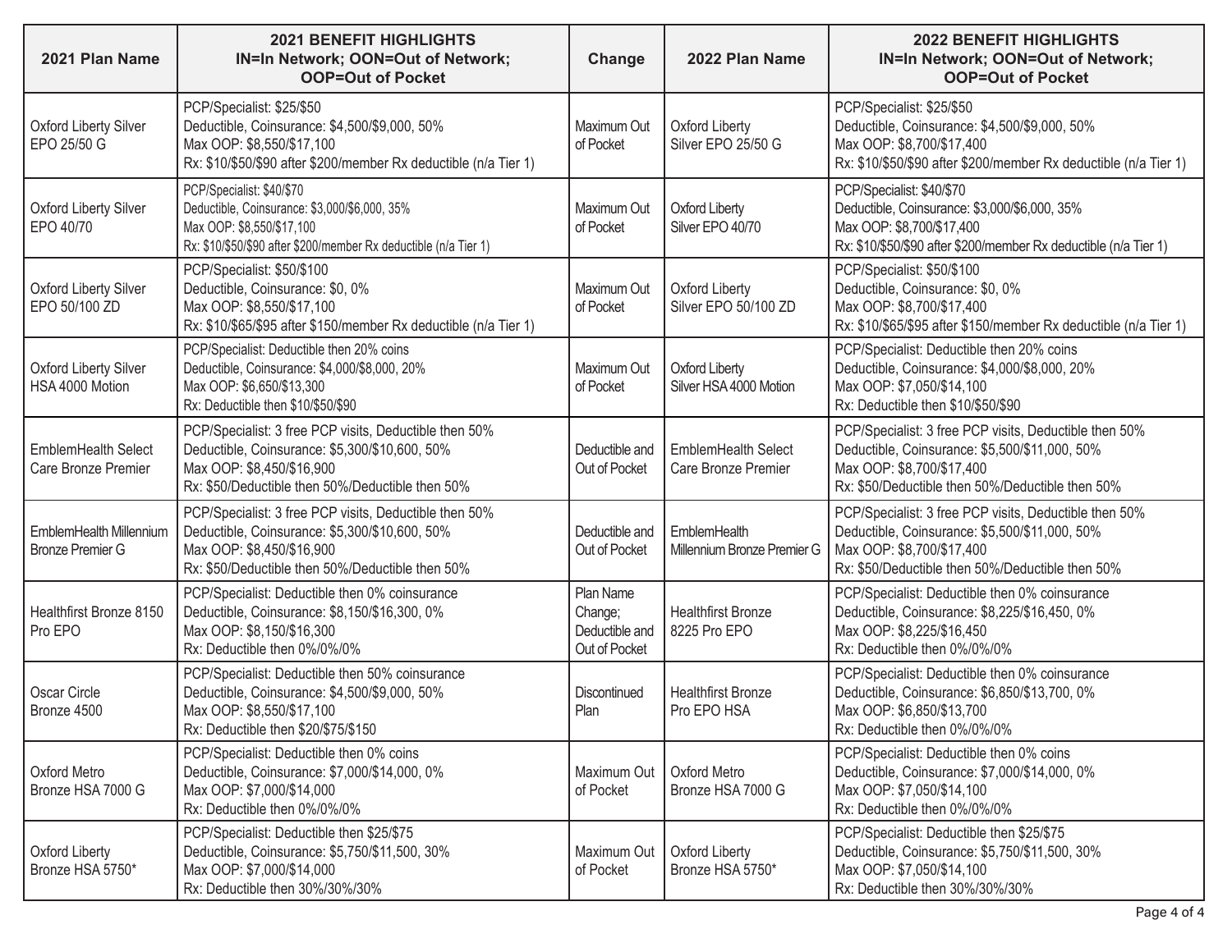| 2021 Plan Name | 2021 BENEFIT HIGHLIGHTS IN=In Network; OON=Out of Network; OOP=Out of Pocket | Change | 2022 Plan Name | 2022 BENEFIT HIGHLIGHTS IN=In Network; OON=Out of Network; OOP=Out of Pocket |
|---|---|---|---|---|
| Oxford Liberty Silver EPO 25/50 G | PCP/Specialist: $25/$50<br>Deductible, Coinsurance: $4,500/$9,000, 50%<br>Max OOP: $8,550/$17,100<br>Rx: $10/$50/$90 after $200/member Rx deductible (n/a Tier 1) | Maximum Out of Pocket | Oxford Liberty Silver EPO 25/50 G | PCP/Specialist: $25/$50<br>Deductible, Coinsurance: $4,500/$9,000, 50%<br>Max OOP: $8,700/$17,400<br>Rx: $10/$50/$90 after $200/member Rx deductible (n/a Tier 1) |
| Oxford Liberty Silver EPO 40/70 | PCP/Specialist: $40/$70<br>Deductible, Coinsurance: $3,000/$6,000, 35%<br>Max OOP: $8,550/$17,100<br>Rx: $10/$50/$90 after $200/member Rx deductible (n/a Tier 1) | Maximum Out of Pocket | Oxford Liberty Silver EPO 40/70 | PCP/Specialist: $40/$70<br>Deductible, Coinsurance: $3,000/$6,000, 35%<br>Max OOP: $8,700/$17,400<br>Rx: $10/$50/$90 after $200/member Rx deductible (n/a Tier 1) |
| Oxford Liberty Silver EPO 50/100 ZD | PCP/Specialist: $50/$100<br>Deductible, Coinsurance: $0, 0%<br>Max OOP: $8,550/$17,100<br>Rx: $10/$65/$95 after $150/member Rx deductible (n/a Tier 1) | Maximum Out of Pocket | Oxford Liberty Silver EPO 50/100 ZD | PCP/Specialist: $50/$100<br>Deductible, Coinsurance: $0, 0%<br>Max OOP: $8,700/$17,400<br>Rx: $10/$65/$95 after $150/member Rx deductible (n/a Tier 1) |
| Oxford Liberty Silver HSA 4000 Motion | PCP/Specialist: Deductible then 20% coins<br>Deductible, Coinsurance: $4,000/$8,000, 20%<br>Max OOP: $6,650/$13,300<br>Rx: Deductible then $10/$50/$90 | Maximum Out of Pocket | Oxford Liberty Silver HSA 4000 Motion | PCP/Specialist: Deductible then 20% coins<br>Deductible, Coinsurance: $4,000/$8,000, 20%<br>Max OOP: $7,050/$14,100<br>Rx: Deductible then $10/$50/$90 |
| EmblemHealth Select Care Bronze Premier | PCP/Specialist: 3 free PCP visits, Deductible then 50%<br>Deductible, Coinsurance: $5,300/$10,600, 50%<br>Max OOP: $8,450/$16,900<br>Rx: $50/Deductible then 50%/Deductible then 50% | Deductible and Out of Pocket | EmblemHealth Select Care Bronze Premier | PCP/Specialist: 3 free PCP visits, Deductible then 50%<br>Deductible, Coinsurance: $5,500/$11,000, 50%<br>Max OOP: $8,700/$17,400<br>Rx: $50/Deductible then 50%/Deductible then 50% |
| EmblemHealth Millennium Bronze Premier G | PCP/Specialist: 3 free PCP visits, Deductible then 50%<br>Deductible, Coinsurance: $5,300/$10,600, 50%<br>Max OOP: $8,450/$16,900<br>Rx: $50/Deductible then 50%/Deductible then 50% | Deductible and Out of Pocket | EmblemHealth Millennium Bronze Premier G | PCP/Specialist: 3 free PCP visits, Deductible then 50%<br>Deductible, Coinsurance: $5,500/$11,000, 50%<br>Max OOP: $8,700/$17,400<br>Rx: $50/Deductible then 50%/Deductible then 50% |
| Healthfirst Bronze 8150 Pro EPO | PCP/Specialist: Deductible then 0% coinsurance<br>Deductible, Coinsurance: $8,150/$16,300, 0%<br>Max OOP: $8,150/$16,300<br>Rx: Deductible then 0%/0%/0% | Plan Name Change; Deductible and Out of Pocket | Healthfirst Bronze 8225 Pro EPO | PCP/Specialist: Deductible then 0% coinsurance<br>Deductible, Coinsurance: $8,225/$16,450, 0%<br>Max OOP: $8,225/$16,450<br>Rx: Deductible then 0%/0%/0% |
| Oscar Circle Bronze 4500 | PCP/Specialist: Deductible then 50% coinsurance<br>Deductible, Coinsurance: $4,500/$9,000, 50%<br>Max OOP: $8,550/$17,100<br>Rx: Deductible then $20/$75/$150 | Discontinued Plan | Healthfirst Bronze Pro EPO HSA | PCP/Specialist: Deductible then 0% coinsurance<br>Deductible, Coinsurance: $6,850/$13,700, 0%<br>Max OOP: $6,850/$13,700<br>Rx: Deductible then 0%/0%/0% |
| Oxford Metro Bronze HSA 7000 G | PCP/Specialist: Deductible then 0% coins<br>Deductible, Coinsurance: $7,000/$14,000, 0%<br>Max OOP: $7,000/$14,000<br>Rx: Deductible then 0%/0%/0% | Maximum Out of Pocket | Oxford Metro Bronze HSA 7000 G | PCP/Specialist: Deductible then 0% coins<br>Deductible, Coinsurance: $7,000/$14,000, 0%<br>Max OOP: $7,050/$14,100<br>Rx: Deductible then 0%/0%/0% |
| Oxford Liberty Bronze HSA 5750* | PCP/Specialist: Deductible then $25/$75<br>Deductible, Coinsurance: $5,750/$11,500, 30%<br>Max OOP: $7,000/$14,000<br>Rx: Deductible then 30%/30%/30% | Maximum Out of Pocket | Oxford Liberty Bronze HSA 5750* | PCP/Specialist: Deductible then $25/$75<br>Deductible, Coinsurance: $5,750/$11,500, 30%<br>Max OOP: $7,050/$14,100<br>Rx: Deductible then 30%/30%/30% |